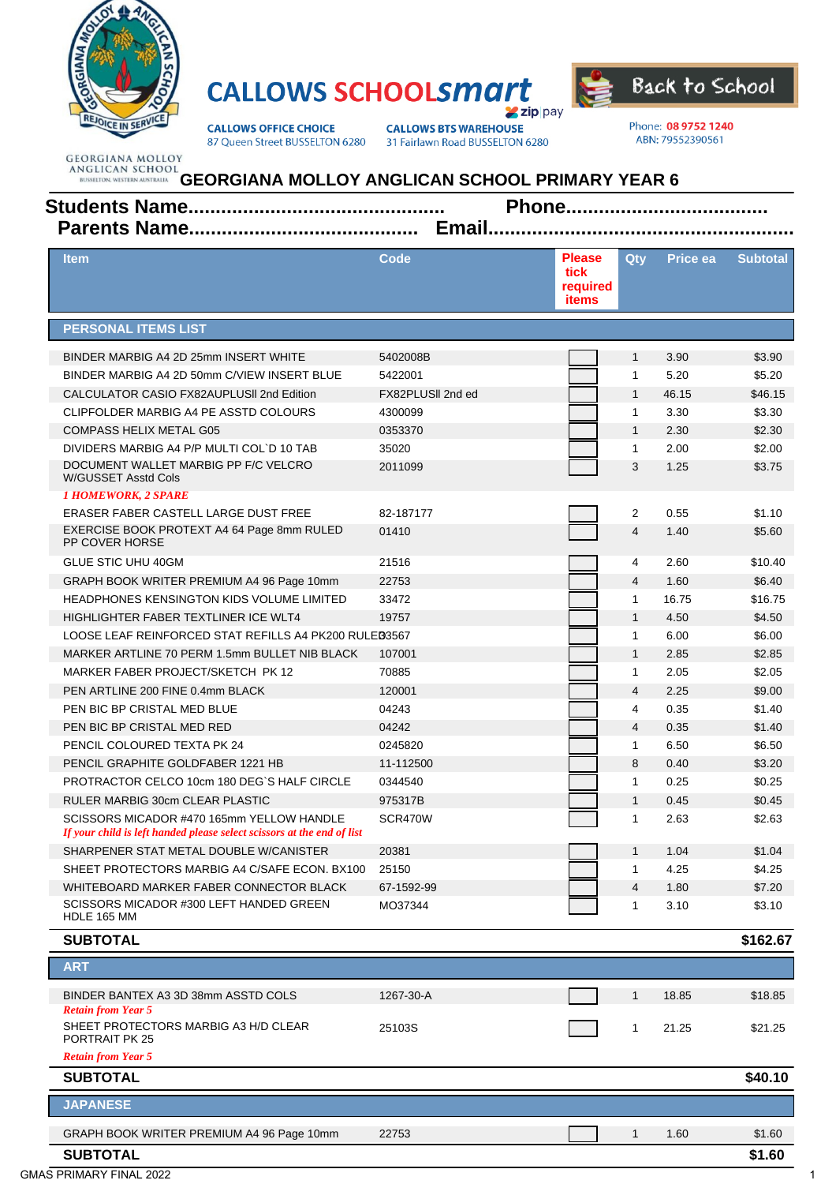CALLOWS SCHOOLsmart

zip pay

Back to School

CALLOWS OFFICE CHOICE
87 Queen Street BUSSELTON 6280

CALLOWS BTS WAREHOUSE
31 Fairlawn Road BUSSELTON 6280

Phone: 08 9752 1240
ABN: 79552390561

GEORGIANA MOLLOY ANGLICAN SCHOOL
BUSSELTON, WESTERN AUSTRALIA

# GEORGIANA MOLLOY ANGLICAN SCHOOL PRIMARY YEAR 6

**Students Name.............................................. Phone....................................**

**Parents Name......................................... Email......................................................**

| Item | Code | Please tick required items | Qty | Price ea | Subtotal |
|---|---|---|---|---|---|
| **PERSONAL ITEMS LIST** | | | | | |
| BINDER MARBIG A4 2D 25mm INSERT WHITE | 5402008B | | 1 | 3.90 | $3.90 |
| BINDER MARBIG A4 2D 50mm C/VIEW INSERT BLUE | 5422001 | | 1 | 5.20 | $5.20 |
| CALCULATOR CASIO FX82AUPLUSII 2nd Edition | FX82PLUSII 2nd ed | | 1 | 46.15 | $46.15 |
| CLIPFOLDER MARBIG A4 PE ASSTD COLOURS | 4300099 | | 1 | 3.30 | $3.30 |
| COMPASS HELIX METAL G05 | 0353370 | | 1 | 2.30 | $2.30 |
| DIVIDERS MARBIG A4 P/P MULTI COL`D 10 TAB | 35020 | | 1 | 2.00 | $2.00 |
| DOCUMENT WALLET MARBIG PP F/C VELCRO W/GUSSET Asstd Cols *1 HOMEWORK, 2 SPARE* | 2011099 | | 3 | 1.25 | $3.75 |
| ERASER FABER CASTELL LARGE DUST FREE | 82-187177 | | 2 | 0.55 | $1.10 |
| EXERCISE BOOK PROTEXT A4 64 Page 8mm RULED PP COVER HORSE | 01410 | | 4 | 1.40 | $5.60 |
| GLUE STIC UHU 40GM | 21516 | | 4 | 2.60 | $10.40 |
| GRAPH BOOK WRITER PREMIUM A4 96 Page 10mm | 22753 | | 4 | 1.60 | $6.40 |
| HEADPHONES KENSINGTON KIDS VOLUME LIMITED | 33472 | | 1 | 16.75 | $16.75 |
| HIGHLIGHTER FABER TEXTLINER ICE WLT4 | 19757 | | 1 | 4.50 | $4.50 |
| LOOSE LEAF REINFORCED STAT REFILLS A4 PK200 RULED | 03567 | | 1 | 6.00 | $6.00 |
| MARKER ARTLINE 70 PERM 1.5mm BULLET NIB BLACK | 107001 | | 1 | 2.85 | $2.85 |
| MARKER FABER PROJECT/SKETCH PK 12 | 70885 | | 1 | 2.05 | $2.05 |
| PEN ARTLINE 200 FINE 0.4mm BLACK | 120001 | | 4 | 2.25 | $9.00 |
| PEN BIC BP CRISTAL MED BLUE | 04243 | | 4 | 0.35 | $1.40 |
| PEN BIC BP CRISTAL MED RED | 04242 | | 4 | 0.35 | $1.40 |
| PENCIL COLOURED TEXTA PK 24 | 0245820 | | 1 | 6.50 | $6.50 |
| PENCIL GRAPHITE GOLDFABER 1221 HB | 11-112500 | | 8 | 0.40 | $3.20 |
| PROTRACTOR CELCO 10cm 180 DEG`S HALF CIRCLE | 0344540 | | 1 | 0.25 | $0.25 |
| RULER MARBIG 30cm CLEAR PLASTIC | 975317B | | 1 | 0.45 | $0.45 |
| SCISSORS MICADOR #470 165mm YELLOW HANDLE *If your child is left handed please select scissors at the end of list* | SCR470W | | 1 | 2.63 | $2.63 |
| SHARPENER STAT METAL DOUBLE W/CANISTER | 20381 | | 1 | 1.04 | $1.04 |
| SHEET PROTECTORS MARBIG A4 C/SAFE ECON. BX100 | 25150 | | 1 | 4.25 | $4.25 |
| WHITEBOARD MARKER FABER CONNECTOR BLACK | 67-1592-99 | | 4 | 1.80 | $7.20 |
| SCISSORS MICADOR #300 LEFT HANDED GREEN HDLE 165 MM | MO37344 | | 1 | 3.10 | $3.10 |
| **SUBTOTAL** | | | | | **$162.67** |
| **ART** | | | | | |
| BINDER BANTEX A3 3D 38mm ASSTD COLS *Retain from Year 5* | 1267-30-A | | 1 | 18.85 | $18.85 |
| SHEET PROTECTORS MARBIG A3 H/D CLEAR PORTRAIT PK 25 *Retain from Year 5* | 25103S | | 1 | 21.25 | $21.25 |
| **SUBTOTAL** | | | | | **$40.10** |
| **JAPANESE** | | | | | |
| GRAPH BOOK WRITER PREMIUM A4 96 Page 10mm | 22753 | | 1 | 1.60 | $1.60 |
| **SUBTOTAL** | | | | | **$1.60** |

GMAS PRIMARY FINAL 2022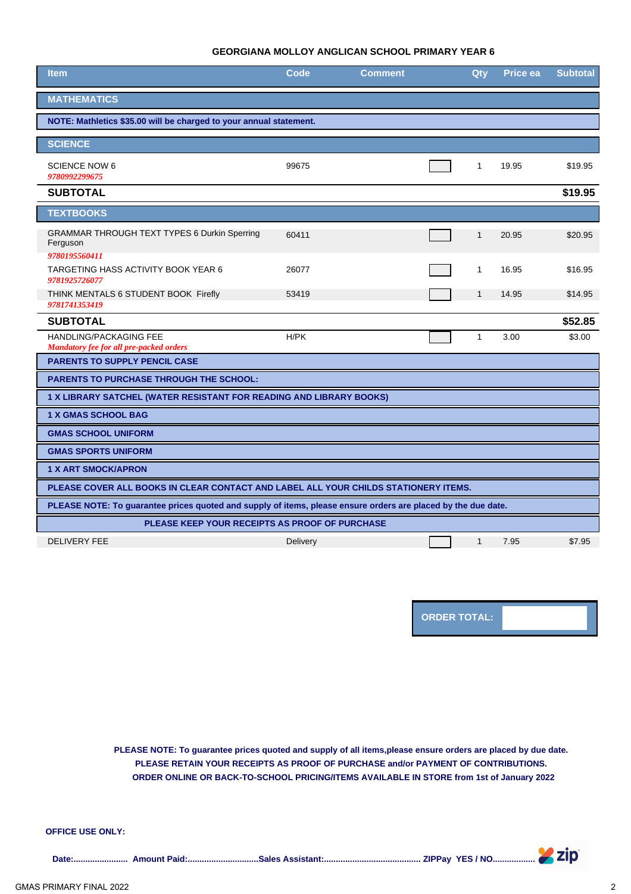# GEORGIANA MOLLOY ANGLICAN SCHOOL PRIMARY YEAR 6

| Item | Code | Comment | Qty | Price ea | Subtotal |
|---|---|---|---|---|---|
| **MATHEMATICS** | | | | | |
| **NOTE: Mathletics $35.00 will be charged to your annual statement.** | | | | | |
| **SCIENCE** | | | | | |
| SCIENCE NOW 6 *9780992299675* | 99675 | | 1 | 19.95 | $19.95 |
| **SUBTOTAL** | | | | | **$19.95** |
| **TEXTBOOKS** | | | | | |
| GRAMMAR THROUGH TEXT TYPES 6 Durkin Sperring Ferguson *9780195560411* | 60411 | | 1 | 20.95 | $20.95 |
| TARGETING HASS ACTIVITY BOOK YEAR 6 *9781925726077* | 26077 | | 1 | 16.95 | $16.95 |
| THINK MENTALS 6 STUDENT BOOK Firefly *9781741353419* | 53419 | | 1 | 14.95 | $14.95 |
| **SUBTOTAL** | | | | | **$52.85** |
| HANDLING/PACKAGING FEE *Mandatory fee for all pre-packed orders* | H/PK | | 1 | 3.00 | $3.00 |
| **PARENTS TO SUPPLY PENCIL CASE** | | | | | |
| **PARENTS TO PURCHASE THROUGH THE SCHOOL:** | | | | | |
| **1 X LIBRARY SATCHEL (WATER RESISTANT FOR READING AND LIBRARY BOOKS)** | | | | | |
| **1 X GMAS SCHOOL BAG** | | | | | |
| **GMAS SCHOOL UNIFORM** | | | | | |
| **GMAS SPORTS UNIFORM** | | | | | |
| **1 X ART SMOCK/APRON** | | | | | |
| **PLEASE COVER ALL BOOKS IN CLEAR CONTACT AND LABEL ALL YOUR CHILDS STATIONERY ITEMS.** | | | | | |
| **PLEASE NOTE: To guarantee prices quoted and supply of items, please ensure orders are placed by the due date.** | | | | | |
| **PLEASE KEEP YOUR RECEIPTS AS PROOF OF PURCHASE** | | | | | |
| DELIVERY FEE | Delivery | | 1 | 7.95 | $7.95 |

**ORDER TOTAL:**

**PLEASE NOTE: To guarantee prices quoted and supply of all items,please ensure orders are placed by due date.**
**PLEASE RETAIN YOUR RECEIPTS AS PROOF OF PURCHASE and/or PAYMENT OF CONTRIBUTIONS.**
**ORDER ONLINE OR BACK-TO-SCHOOL PRICING/ITEMS AVAILABLE IN STORE from 1st of January 2022**

**OFFICE USE ONLY:**

**Date:...................... Amount Paid:............................Sales Assistant:........................................ ZIPPay YES / NO.................**

zip

GMAS PRIMARY FINAL 2022